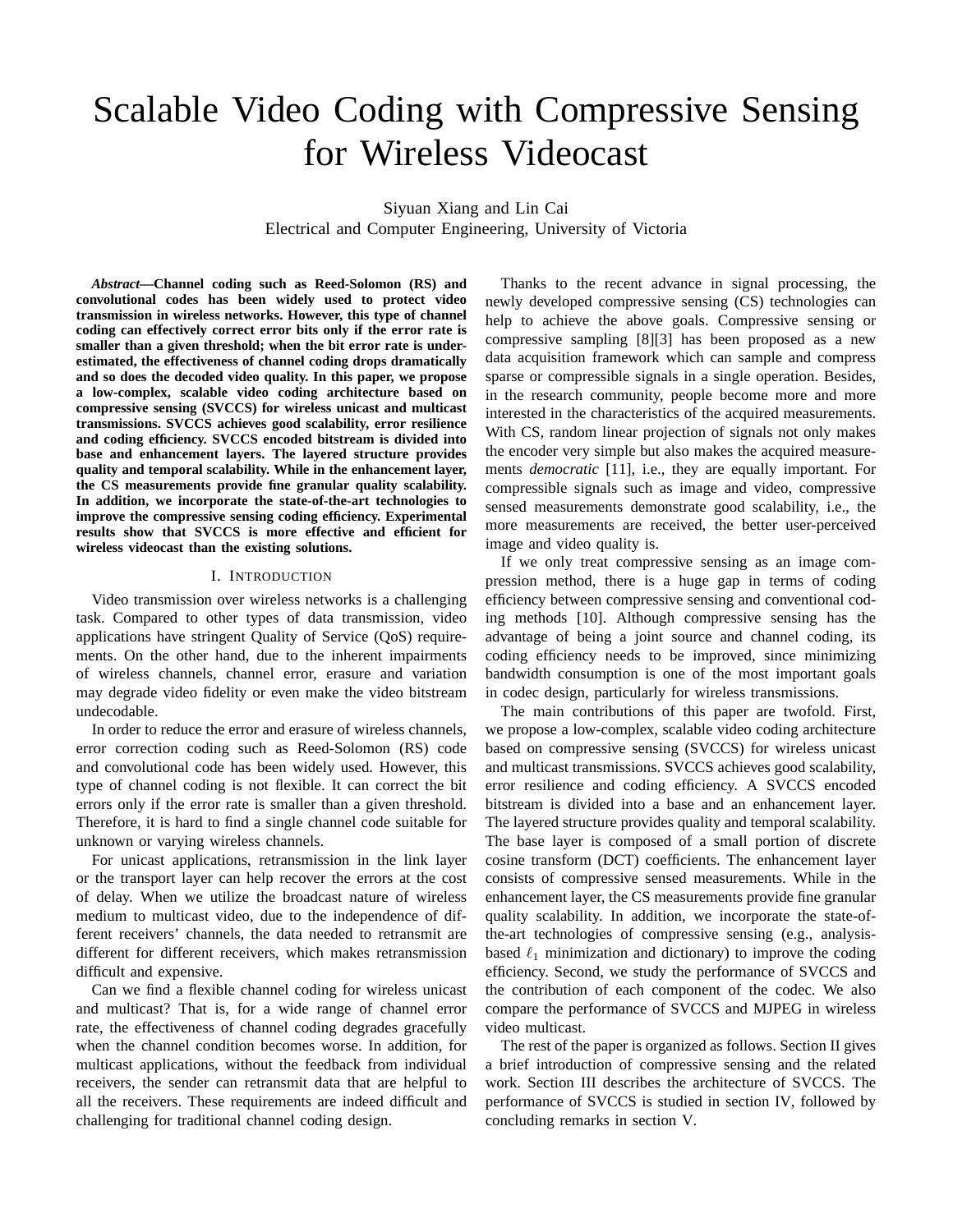# Scalable Video Coding with Compressive Sensing for Wireless Videocast

Siyuan Xiang and Lin Cai
Electrical and Computer Engineering, University of Victoria

***Abstract*—Channel coding such as Reed-Solomon (RS) and convolutional codes has been widely used to protect video transmission in wireless networks. However, this type of channel coding can effectively correct error bits only if the error rate is smaller than a given threshold; when the bit error rate is under-estimated, the effectiveness of channel coding drops dramatically and so does the decoded video quality. In this paper, we propose a low-complex, scalable video coding architecture based on compressive sensing (SVCCS) for wireless unicast and multicast transmissions. SVCCS achieves good scalability, error resilience and coding efficiency. SVCCS encoded bitstream is divided into base and enhancement layers. The layered structure provides quality and temporal scalability. While in the enhancement layer, the CS measurements provide fine granular quality scalability. In addition, we incorporate the state-of-the-art technologies to improve the compressive sensing coding efficiency. Experimental results show that SVCCS is more effective and efficient for wireless videocast than the existing solutions.**

## I. Introduction

Video transmission over wireless networks is a challenging task. Compared to other types of data transmission, video applications have stringent Quality of Service (QoS) requirements. On the other hand, due to the inherent impairments of wireless channels, channel error, erasure and variation may degrade video fidelity or even make the video bitstream undecodable.

In order to reduce the error and erasure of wireless channels, error correction coding such as Reed-Solomon (RS) code and convolutional code has been widely used. However, this type of channel coding is not flexible. It can correct the bit errors only if the error rate is smaller than a given threshold. Therefore, it is hard to find a single channel code suitable for unknown or varying wireless channels.

For unicast applications, retransmission in the link layer or the transport layer can help recover the errors at the cost of delay. When we utilize the broadcast nature of wireless medium to multicast video, due to the independence of different receivers' channels, the data needed to retransmit are different for different receivers, which makes retransmission difficult and expensive.

Can we find a flexible channel coding for wireless unicast and multicast? That is, for a wide range of channel error rate, the effectiveness of channel coding degrades gracefully when the channel condition becomes worse. In addition, for multicast applications, without the feedback from individual receivers, the sender can retransmit data that are helpful to all the receivers. These requirements are indeed difficult and challenging for traditional channel coding design.

Thanks to the recent advance in signal processing, the newly developed compressive sensing (CS) technologies can help to achieve the above goals. Compressive sensing or compressive sampling [8][3] has been proposed as a new data acquisition framework which can sample and compress sparse or compressible signals in a single operation. Besides, in the research community, people become more and more interested in the characteristics of the acquired measurements. With CS, random linear projection of signals not only makes the encoder very simple but also makes the acquired measurements *democratic* [11], i.e., they are equally important. For compressible signals such as image and video, compressive sensed measurements demonstrate good scalability, i.e., the more measurements are received, the better user-perceived image and video quality is.

If we only treat compressive sensing as an image compression method, there is a huge gap in terms of coding efficiency between compressive sensing and conventional coding methods [10]. Although compressive sensing has the advantage of being a joint source and channel coding, its coding efficiency needs to be improved, since minimizing bandwidth consumption is one of the most important goals in codec design, particularly for wireless transmissions.

The main contributions of this paper are twofold. First, we propose a low-complex, scalable video coding architecture based on compressive sensing (SVCCS) for wireless unicast and multicast transmissions. SVCCS achieves good scalability, error resilience and coding efficiency. A SVCCS encoded bitstream is divided into a base and an enhancement layer. The layered structure provides quality and temporal scalability. The base layer is composed of a small portion of discrete cosine transform (DCT) coefficients. The enhancement layer consists of compressive sensed measurements. While in the enhancement layer, the CS measurements provide fine granular quality scalability. In addition, we incorporate the state-of-the-art technologies of compressive sensing (e.g., analysis-based $\ell_1$ minimization and dictionary) to improve the coding efficiency. Second, we study the performance of SVCCS and the contribution of each component of the codec. We also compare the performance of SVCCS and MJPEG in wireless video multicast.

The rest of the paper is organized as follows. Section II gives a brief introduction of compressive sensing and the related work. Section III describes the architecture of SVCCS. The performance of SVCCS is studied in section IV, followed by concluding remarks in section V.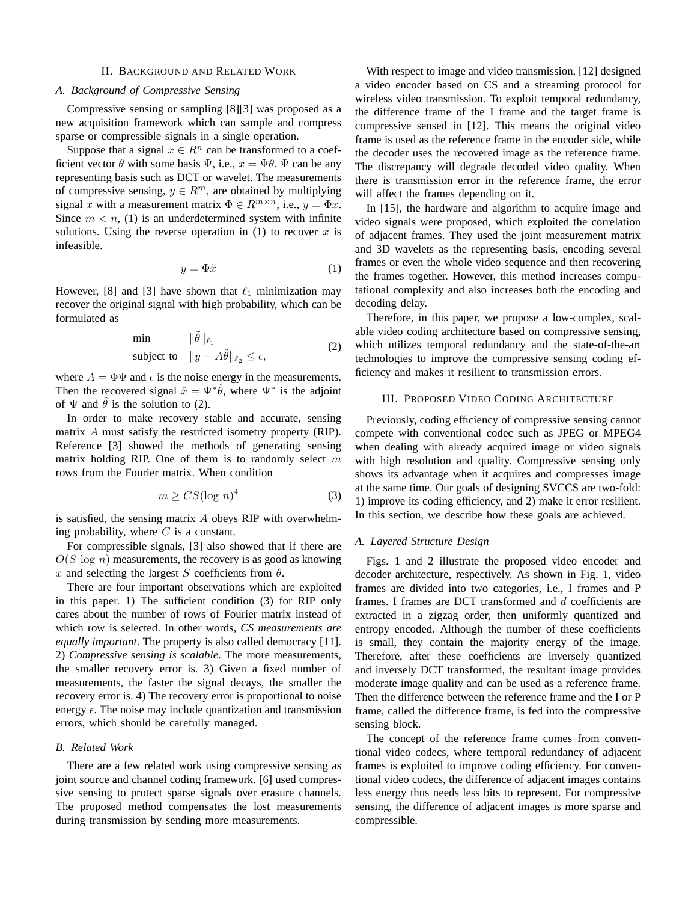## II. Background and Related Work

### A. Background of Compressive Sensing

Compressive sensing or sampling [8][3] was proposed as a new acquisition framework which can sample and compress sparse or compressible signals in a single operation.

Suppose that a signal $x \in R^n$ can be transformed to a coefficient vector $\theta$ with some basis $\Psi$, i.e., $x = \Psi\theta$. $\Psi$ can be any representing basis such as DCT or wavelet. The measurements of compressive sensing, $y \in R^m$, are obtained by multiplying signal $x$ with a measurement matrix $\Phi \in R^{m\times n}$, i.e., $y = \Phi x$. Since $m < n$, (1) is an underdetermined system with infinite solutions. Using the reverse operation in (1) to recover $x$ is infeasible.

$$y = \Phi\tilde{x} \tag{1}$$

However, [8] and [3] have shown that $\ell_1$ minimization may recover the original signal with high probability, which can be formulated as

$$\begin{aligned} \min \quad & \|\tilde{\theta}\|_{\ell_1} \\ \text{subject to} \quad & \|y - A\tilde{\theta}\|_{\ell_2} \leq \epsilon, \end{aligned} \tag{2}$$

where $A = \Phi\Psi$ and $\epsilon$ is the noise energy in the measurements. Then the recovered signal $\hat{x} = \Psi^*\hat{\theta}$, where $\Psi^*$ is the adjoint of $\Psi$ and $\hat{\theta}$ is the solution to (2).

In order to make recovery stable and accurate, sensing matrix $A$ must satisfy the restricted isometry property (RIP). Reference [3] showed the methods of generating sensing matrix holding RIP. One of them is to randomly select $m$ rows from the Fourier matrix. When condition

$$m \geq CS(\log n)^4 \tag{3}$$

is satisfied, the sensing matrix $A$ obeys RIP with overwhelming probability, where $C$ is a constant.

For compressible signals, [3] also showed that if there are $O(S \log n)$ measurements, the recovery is as good as knowing $x$ and selecting the largest $S$ coefficients from $\theta$.

There are four important observations which are exploited in this paper. 1) The sufficient condition (3) for RIP only cares about the number of rows of Fourier matrix instead of which row is selected. In other words, *CS measurements are equally important*. The property is also called democracy [11]. 2) *Compressive sensing is scalable*. The more measurements, the smaller recovery error is. 3) Given a fixed number of measurements, the faster the signal decays, the smaller the recovery error is. 4) The recovery error is proportional to noise energy $\epsilon$. The noise may include quantization and transmission errors, which should be carefully managed.

### B. Related Work

There are a few related work using compressive sensing as joint source and channel coding framework. [6] used compressive sensing to protect sparse signals over erasure channels. The proposed method compensates the lost measurements during transmission by sending more measurements.

With respect to image and video transmission, [12] designed a video encoder based on CS and a streaming protocol for wireless video transmission. To exploit temporal redundancy, the difference frame of the I frame and the target frame is compressive sensed in [12]. This means the original video frame is used as the reference frame in the encoder side, while the decoder uses the recovered image as the reference frame. The discrepancy will degrade decoded video quality. When there is transmission error in the reference frame, the error will affect the frames depending on it.

In [15], the hardware and algorithm to acquire image and video signals were proposed, which exploited the correlation of adjacent frames. They used the joint measurement matrix and 3D wavelets as the representing basis, encoding several frames or even the whole video sequence and then recovering the frames together. However, this method increases computational complexity and also increases both the encoding and decoding delay.

Therefore, in this paper, we propose a low-complex, scalable video coding architecture based on compressive sensing, which utilizes temporal redundancy and the state-of-the-art technologies to improve the compressive sensing coding efficiency and makes it resilient to transmission errors.

## III. Proposed Video Coding Architecture

Previously, coding efficiency of compressive sensing cannot compete with conventional codec such as JPEG or MPEG4 when dealing with already acquired image or video signals with high resolution and quality. Compressive sensing only shows its advantage when it acquires and compresses image at the same time. Our goals of designing SVCCS are two-fold: 1) improve its coding efficiency, and 2) make it error resilient. In this section, we describe how these goals are achieved.

### A. Layered Structure Design

Figs. 1 and 2 illustrate the proposed video encoder and decoder architecture, respectively. As shown in Fig. 1, video frames are divided into two categories, i.e., I frames and P frames. I frames are DCT transformed and $d$ coefficients are extracted in a zigzag order, then uniformly quantized and entropy encoded. Although the number of these coefficients is small, they contain the majority energy of the image. Therefore, after these coefficients are inversely quantized and inversely DCT transformed, the resultant image provides moderate image quality and can be used as a reference frame. Then the difference between the reference frame and the I or P frame, called the difference frame, is fed into the compressive sensing block.

The concept of the reference frame comes from conventional video codecs, where temporal redundancy of adjacent frames is exploited to improve coding efficiency. For conventional video codecs, the difference of adjacent images contains less energy thus needs less bits to represent. For compressive sensing, the difference of adjacent images is more sparse and compressible.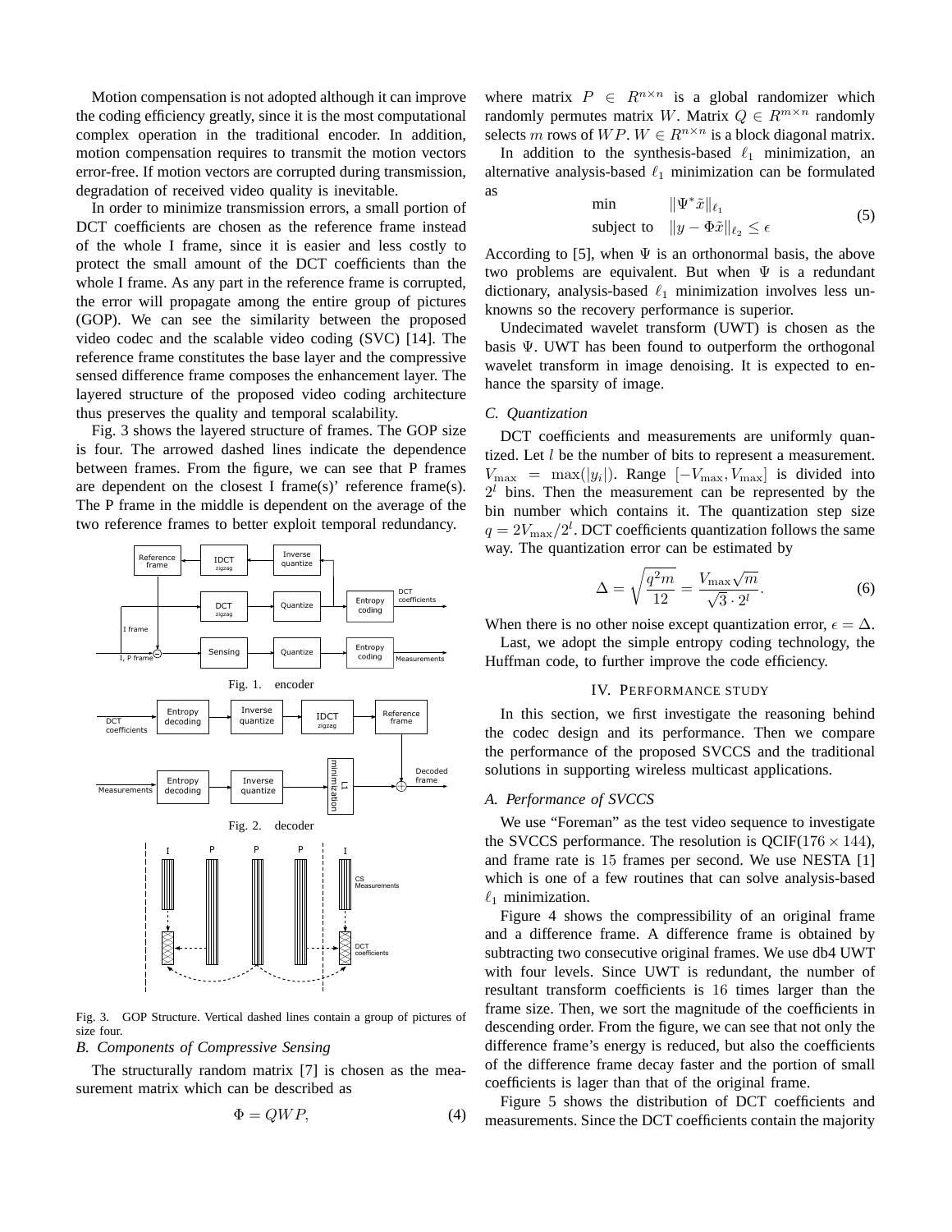Motion compensation is not adopted although it can improve the coding efficiency greatly, since it is the most computational complex operation in the traditional encoder. In addition, motion compensation requires to transmit the motion vectors error-free. If motion vectors are corrupted during transmission, degradation of received video quality is inevitable.

In order to minimize transmission errors, a small portion of DCT coefficients are chosen as the reference frame instead of the whole I frame, since it is easier and less costly to protect the small amount of the DCT coefficients than the whole I frame. As any part in the reference frame is corrupted, the error will propagate among the entire group of pictures (GOP). We can see the similarity between the proposed video codec and the scalable video coding (SVC) [14]. The reference frame constitutes the base layer and the compressive sensed difference frame composes the enhancement layer. The layered structure of the proposed video coding architecture thus preserves the quality and temporal scalability.

Fig. 3 shows the layered structure of frames. The GOP size is four. The arrowed dashed lines indicate the dependence between frames. From the figure, we can see that P frames are dependent on the closest I frame(s)' reference frame(s). The P frame in the middle is dependent on the average of the two reference frames to better exploit temporal redundancy.

Fig. 1. encoder

Fig. 2. decoder

Fig. 3. GOP Structure. Vertical dashed lines contain a group of pictures of size four.

### B. Components of Compressive Sensing

The structurally random matrix [7] is chosen as the measurement matrix which can be described as

$$\Phi = QWP, \tag{4}$$

where matrix $P \in R^{n\times n}$ is a global randomizer which randomly permutes matrix $W$. Matrix $Q \in R^{m\times n}$ randomly selects $m$ rows of $WP$. $W \in R^{n\times n}$ is a block diagonal matrix.

In addition to the synthesis-based $\ell_1$ minimization, an alternative analysis-based $\ell_1$ minimization can be formulated as

$$\begin{aligned} &\min && \|\Psi^* \tilde{x}\|_{\ell_1} \\ &\text{subject to} && \|y - \Phi\tilde{x}\|_{\ell_2} \leq \epsilon \end{aligned} \tag{5}$$

According to [5], when $\Psi$ is an orthonormal basis, the above two problems are equivalent. But when $\Psi$ is a redundant dictionary, analysis-based $\ell_1$ minimization involves less unknowns so the recovery performance is superior.

Undecimated wavelet transform (UWT) is chosen as the basis $\Psi$. UWT has been found to outperform the orthogonal wavelet transform in image denoising. It is expected to enhance the sparsity of image.

### C. Quantization

DCT coefficients and measurements are uniformly quantized. Let $l$ be the number of bits to represent a measurement. $V_{\max} = \max(|y_i|)$. Range $[-V_{\max}, V_{\max}]$ is divided into $2^l$ bins. Then the measurement can be represented by the bin number which contains it. The quantization step size $q = 2V_{\max}/2^l$. DCT coefficients quantization follows the same way. The quantization error can be estimated by

$$\Delta = \sqrt{\frac{q^2 m}{12}} = \frac{V_{\max}\sqrt{m}}{\sqrt{3}\cdot 2^l}. \tag{6}$$

When there is no other noise except quantization error, $\epsilon = \Delta$.

Last, we adopt the simple entropy coding technology, the Huffman code, to further improve the code efficiency.

## IV. Performance Study

In this section, we first investigate the reasoning behind the codec design and its performance. Then we compare the performance of the proposed SVCCS and the traditional solutions in supporting wireless multicast applications.

### A. Performance of SVCCS

We use "Foreman" as the test video sequence to investigate the SVCCS performance. The resolution is QCIF($176 \times 144$), and frame rate is 15 frames per second. We use NESTA [1] which is one of a few routines that can solve analysis-based $\ell_1$ minimization.

Figure 4 shows the compressibility of an original frame and a difference frame. A difference frame is obtained by subtracting two consecutive original frames. We use db4 UWT with four levels. Since UWT is redundant, the number of resultant transform coefficients is 16 times larger than the frame size. Then, we sort the magnitude of the coefficients in descending order. From the figure, we can see that not only the difference frame's energy is reduced, but also the coefficients of the difference frame decay faster and the portion of small coefficients is lager than that of the original frame.

Figure 5 shows the distribution of DCT coefficients and measurements. Since the DCT coefficients contain the majority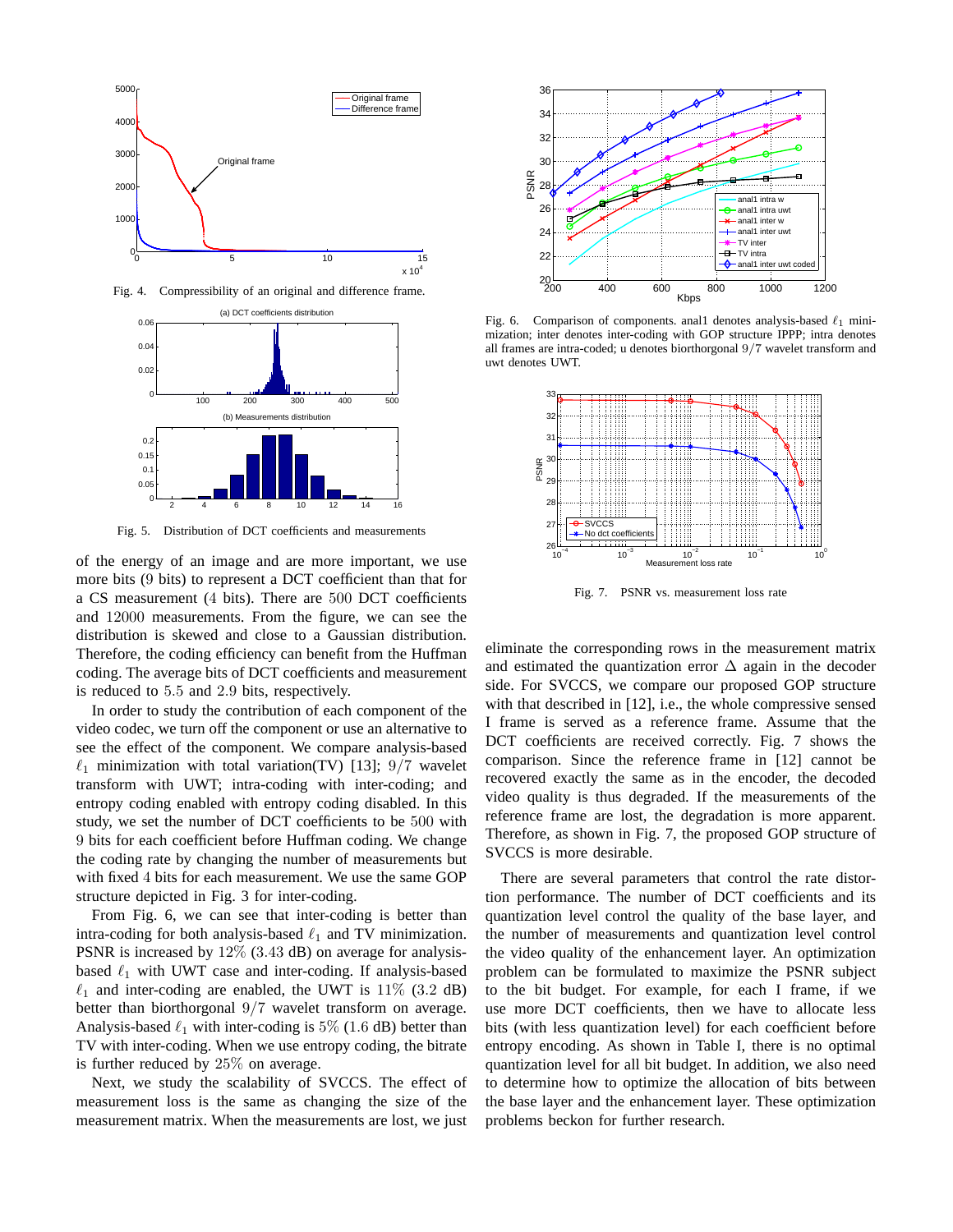Fig. 4. Compressibility of an original and difference frame.

Fig. 5. Distribution of DCT coefficients and measurements

of the energy of an image and are more important, we use more bits (9 bits) to represent a DCT coefficient than that for a CS measurement (4 bits). There are 500 DCT coefficients and 12000 measurements. From the figure, we can see the distribution is skewed and close to a Gaussian distribution. Therefore, the coding efficiency can benefit from the Huffman coding. The average bits of DCT coefficients and measurement is reduced to 5.5 and 2.9 bits, respectively.

In order to study the contribution of each component of the video codec, we turn off the component or use an alternative to see the effect of the component. We compare analysis-based $\ell_1$ minimization with total variation(TV) [13]; $9/7$ wavelet transform with UWT; intra-coding with inter-coding; and entropy coding enabled with entropy coding disabled. In this study, we set the number of DCT coefficients to be 500 with 9 bits for each coefficient before Huffman coding. We change the coding rate by changing the number of measurements but with fixed 4 bits for each measurement. We use the same GOP structure depicted in Fig. 3 for inter-coding.

From Fig. 6, we can see that inter-coding is better than intra-coding for both analysis-based $\ell_1$ and TV minimization. PSNR is increased by 12% (3.43 dB) on average for analysis-based $\ell_1$ with UWT case and inter-coding. If analysis-based $\ell_1$ and inter-coding are enabled, the UWT is 11% (3.2 dB) better than biorthogonal $9/7$ wavelet transform on average. Analysis-based $\ell_1$ with inter-coding is 5% (1.6 dB) better than TV with inter-coding. When we use entropy coding, the bitrate is further reduced by 25% on average.

Next, we study the scalability of SVCCS. The effect of measurement loss is the same as changing the size of the measurement matrix. When the measurements are lost, we just eliminate the corresponding rows in the measurement matrix and estimated the quantization error $\Delta$ again in the decoder side. For SVCCS, we compare our proposed GOP structure with that described in [12], i.e., the whole compressive sensed I frame is served as a reference frame. Assume that the DCT coefficients are received correctly. Fig. 7 shows the comparison. Since the reference frame in [12] cannot be recovered exactly the same as in the encoder, the decoded video quality is thus degraded. If the measurements of the reference frame are lost, the degradation is more apparent. Therefore, as shown in Fig. 7, the proposed GOP structure of SVCCS is more desirable.

Fig. 6. Comparison of components. anal1 denotes analysis-based $\ell_1$ minimization; inter denotes inter-coding with GOP structure IPPP; intra denotes all frames are intra-coded; u denotes biorthorgonal $9/7$ wavelet transform and uwt denotes UWT.

Fig. 7. PSNR vs. measurement loss rate

There are several parameters that control the rate distortion performance. The number of DCT coefficients and its quantization level control the quality of the base layer, and the number of measurements and quantization level control the video quality of the enhancement layer. An optimization problem can be formulated to maximize the PSNR subject to the bit budget. For example, for each I frame, if we use more DCT coefficients, then we have to allocate less bits (with less quantization level) for each coefficient before entropy encoding. As shown in Table I, there is no optimal quantization level for all bit budget. In addition, we also need to determine how to optimize the allocation of bits between the base layer and the enhancement layer. These optimization problems beckon for further research.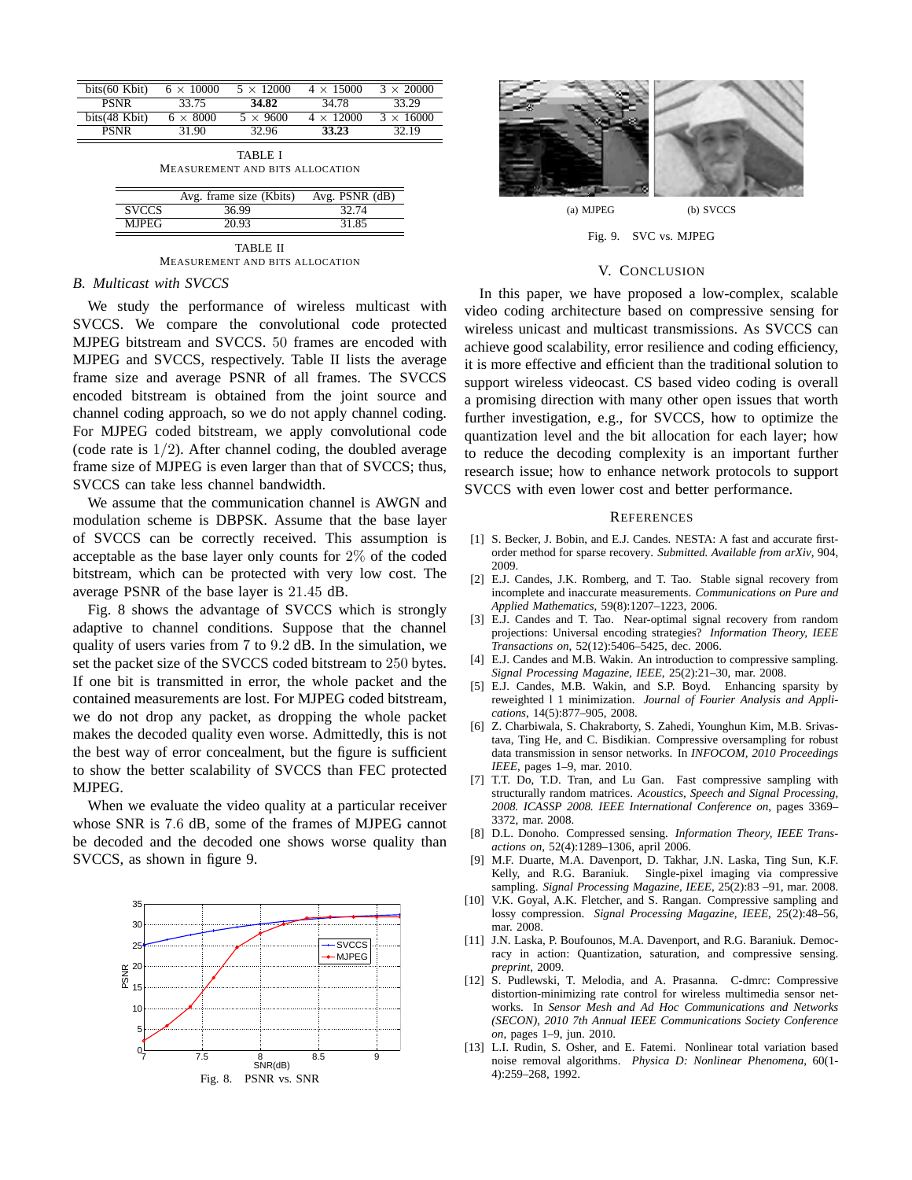| bits(60 Kbit) | 6 × 10000 | 5 × 12000 | 4 × 15000 | 3 × 20000 |
|---|---|---|---|---|
| PSNR | 33.75 | **34.82** | 34.78 | 33.29 |
| bits(48 Kbit) | 6 × 8000 | 5 × 9600 | 4 × 12000 | 3 × 16000 |
| PSNR | 31.90 | 32.96 | **33.23** | 32.19 |

TABLE I
MEASUREMENT AND BITS ALLOCATION

| | Avg. frame size (Kbits) | Avg. PSNR (dB) |
|---|---|---|
| SVCCS | 36.99 | 32.74 |
| MJPEG | 20.93 | 31.85 |

TABLE II
MEASUREMENT AND BITS ALLOCATION

### B. Multicast with SVCCS

We study the performance of wireless multicast with SVCCS. We compare the convolutional code protected MJPEG bitstream and SVCCS. $50$ frames are encoded with MJPEG and SVCCS, respectively. Table II lists the average frame size and average PSNR of all frames. The SVCCS encoded bitstream is obtained from the joint source and channel coding approach, so we do not apply channel coding. For MJPEG coded bitstream, we apply convolutional code (code rate is $1/2$). After channel coding, the doubled average frame size of MJPEG is even larger than that of SVCCS; thus, SVCCS can take less channel bandwidth.

We assume that the communication channel is AWGN and modulation scheme is DBPSK. Assume that the base layer of SVCCS can be correctly received. This assumption is acceptable as the base layer only counts for $2\%$ of the coded bitstream, which can be protected with very low cost. The average PSNR of the base layer is $21.45$ dB.

Fig. 8 shows the advantage of SVCCS which is strongly adaptive to channel conditions. Suppose that the channel quality of users varies from $7$ to $9.2$ dB. In the simulation, we set the packet size of the SVCCS coded bitstream to $250$ bytes. If one bit is transmitted in error, the whole packet and the contained measurements are lost. For MJPEG coded bitstream, we do not drop any packet, as dropping the whole packet makes the decoded quality even worse. Admittedly, this is not the best way of error concealment, but the figure is sufficient to show the better scalability of SVCCS than FEC protected MJPEG.

When we evaluate the video quality at a particular receiver whose SNR is $7.6$ dB, some of the frames of MJPEG cannot be decoded and the decoded one shows worse quality than SVCCS, as shown in figure 9.

Fig. 8. PSNR vs. SNR

(a) MJPEG (b) SVCCS

Fig. 9. SVC vs. MJPEG

## V. CONCLUSION

In this paper, we have proposed a low-complex, scalable video coding architecture based on compressive sensing for wireless unicast and multicast transmissions. As SVCCS can achieve good scalability, error resilience and coding efficiency, it is more effective and efficient than the traditional solution to support wireless videocast. CS based video coding is overall a promising direction with many other open issues that worth further investigation, e.g., for SVCCS, how to optimize the quantization level and the bit allocation for each layer; how to reduce the decoding complexity is an important further research issue; how to enhance network protocols to support SVCCS with even lower cost and better performance.

## REFERENCES

[1] S. Becker, J. Bobin, and E.J. Candes. NESTA: A fast and accurate first-order method for sparse recovery. *Submitted. Available from arXiv*, 904, 2009.

[2] E.J. Candes, J.K. Romberg, and T. Tao. Stable signal recovery from incomplete and inaccurate measurements. *Communications on Pure and Applied Mathematics*, 59(8):1207–1223, 2006.

[3] E.J. Candes and T. Tao. Near-optimal signal recovery from random projections: Universal encoding strategies? *Information Theory, IEEE Transactions on*, 52(12):5406–5425, dec. 2006.

[4] E.J. Candes and M.B. Wakin. An introduction to compressive sampling. *Signal Processing Magazine, IEEE*, 25(2):21–30, mar. 2008.

[5] E.J. Candes, M.B. Wakin, and S.P. Boyd. Enhancing sparsity by reweighted l 1 minimization. *Journal of Fourier Analysis and Applications*, 14(5):877–905, 2008.

[6] Z. Charbiwala, S. Chakraborty, S. Zahedi, Younghun Kim, M.B. Srivastava, Ting He, and C. Bisdikian. Compressive oversampling for robust data transmission in sensor networks. In *INFOCOM, 2010 Proceedings IEEE*, pages 1–9, mar. 2010.

[7] T.T. Do, T.D. Tran, and Lu Gan. Fast compressive sampling with structurally random matrices. *Acoustics, Speech and Signal Processing, 2008. ICASSP 2008. IEEE International Conference on*, pages 3369–3372, mar. 2008.

[8] D.L. Donoho. Compressed sensing. *Information Theory, IEEE Transactions on*, 52(4):1289–1306, april 2006.

[9] M.F. Duarte, M.A. Davenport, D. Takhar, J.N. Laska, Ting Sun, K.F. Kelly, and R.G. Baraniuk. Single-pixel imaging via compressive sampling. *Signal Processing Magazine, IEEE*, 25(2):83 –91, mar. 2008.

[10] V.K. Goyal, A.K. Fletcher, and S. Rangan. Compressive sampling and lossy compression. *Signal Processing Magazine, IEEE*, 25(2):48–56, mar. 2008.

[11] J.N. Laska, P. Boufounos, M.A. Davenport, and R.G. Baraniuk. Democracy in action: Quantization, saturation, and compressive sensing. *preprint*, 2009.

[12] S. Pudlewski, T. Melodia, and A. Prasanna. C-dmrc: Compressive distortion-minimizing rate control for wireless multimedia sensor networks. In *Sensor Mesh and Ad Hoc Communications and Networks (SECON), 2010 7th Annual IEEE Communications Society Conference on*, pages 1–9, jun. 2010.

[13] L.I. Rudin, S. Osher, and E. Fatemi. Nonlinear total variation based noise removal algorithms. *Physica D: Nonlinear Phenomena*, 60(1-4):259–268, 1992.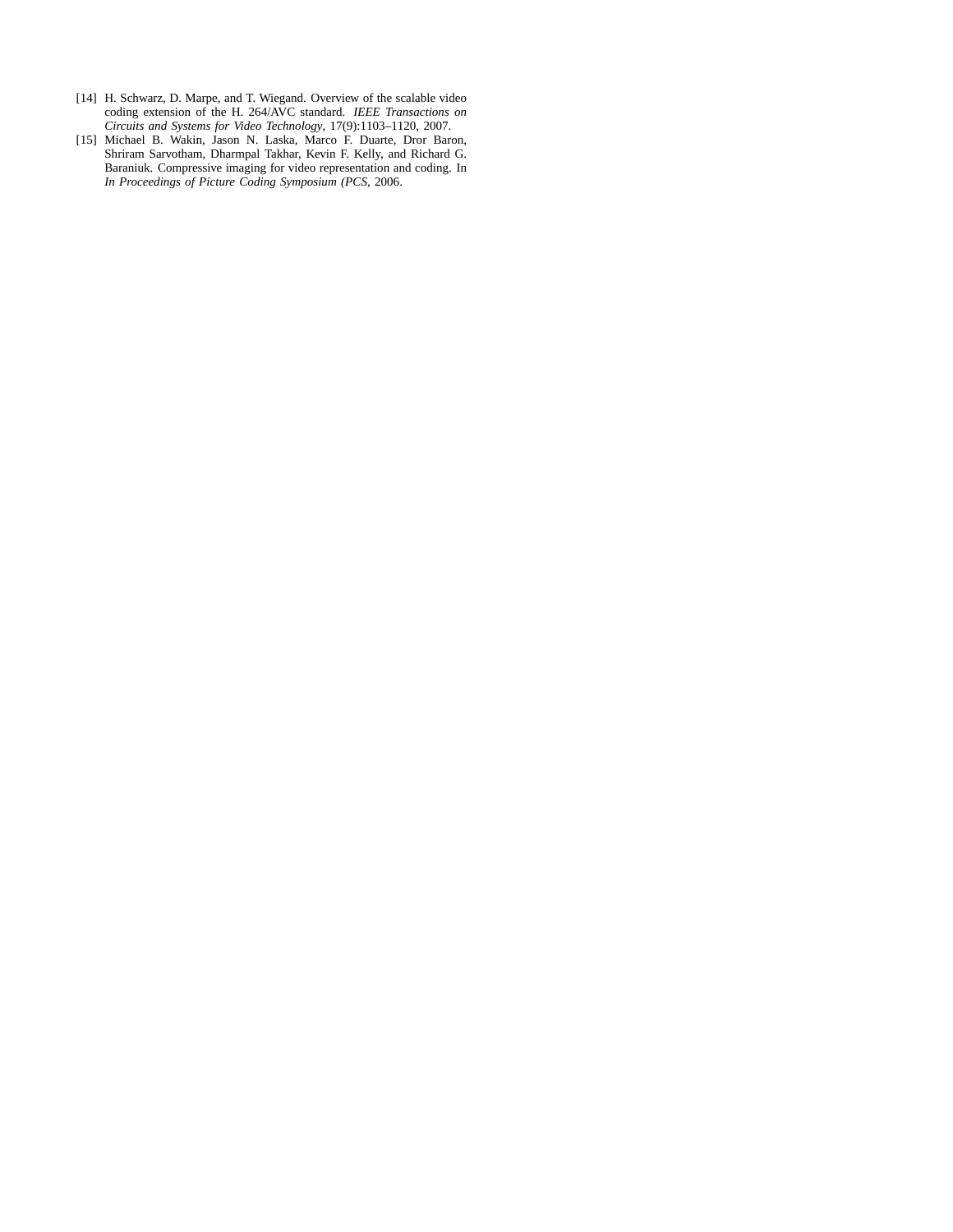[14] H. Schwarz, D. Marpe, and T. Wiegand. Overview of the scalable video coding extension of the H. 264/AVC standard. *IEEE Transactions on Circuits and Systems for Video Technology*, 17(9):1103–1120, 2007.

[15] Michael B. Wakin, Jason N. Laska, Marco F. Duarte, Dror Baron, Shriram Sarvotham, Dharmpal Takhar, Kevin F. Kelly, and Richard G. Baraniuk. Compressive imaging for video representation and coding. In *In Proceedings of Picture Coding Symposium (PCS*, 2006.